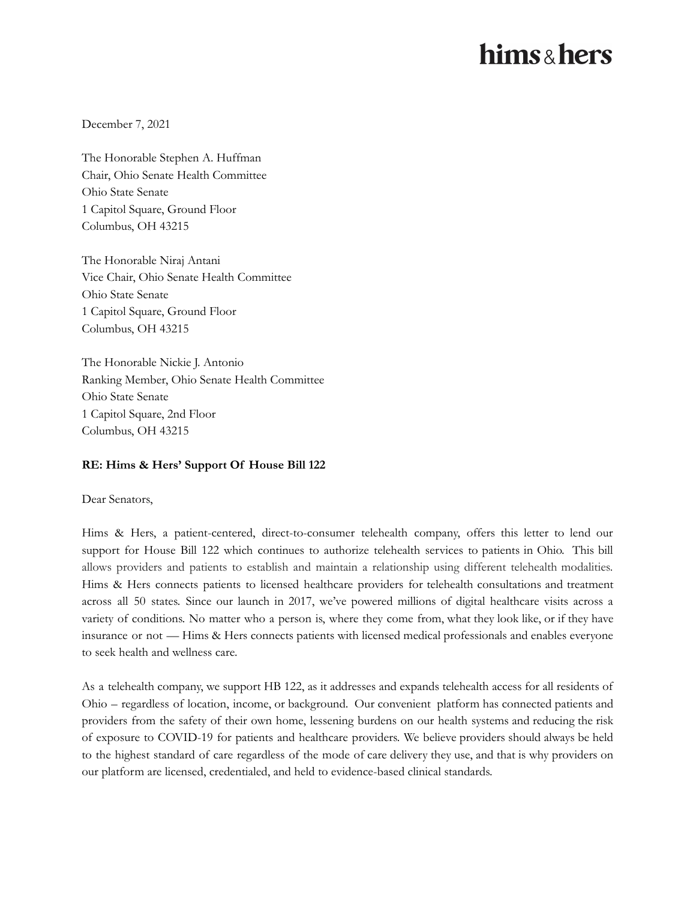hims & hers

December 7, 2021

The Honorable Stephen A. Huffman
Chair, Ohio Senate Health Committee
Ohio State Senate
1 Capitol Square, Ground Floor
Columbus, OH 43215

The Honorable Niraj Antani
Vice Chair, Ohio Senate Health Committee
Ohio State Senate
1 Capitol Square, Ground Floor
Columbus, OH 43215

The Honorable Nickie J. Antonio
Ranking Member, Ohio Senate Health Committee
Ohio State Senate
1 Capitol Square, 2nd Floor
Columbus, OH 43215

**RE: Hims & Hers' Support Of House Bill 122**

Dear Senators,

Hims & Hers, a patient-centered, direct-to-consumer telehealth company, offers this letter to lend our support for House Bill 122 which continues to authorize telehealth services to patients in Ohio. This bill allows providers and patients to establish and maintain a relationship using different telehealth modalities. Hims & Hers connects patients to licensed healthcare providers for telehealth consultations and treatment across all 50 states. Since our launch in 2017, we've powered millions of digital healthcare visits across a variety of conditions. No matter who a person is, where they come from, what they look like, or if they have insurance or not — Hims & Hers connects patients with licensed medical professionals and enables everyone to seek health and wellness care.

As a telehealth company, we support HB 122, as it addresses and expands telehealth access for all residents of Ohio – regardless of location, income, or background. Our convenient platform has connected patients and providers from the safety of their own home, lessening burdens on our health systems and reducing the risk of exposure to COVID-19 for patients and healthcare providers. We believe providers should always be held to the highest standard of care regardless of the mode of care delivery they use, and that is why providers on our platform are licensed, credentialed, and held to evidence-based clinical standards.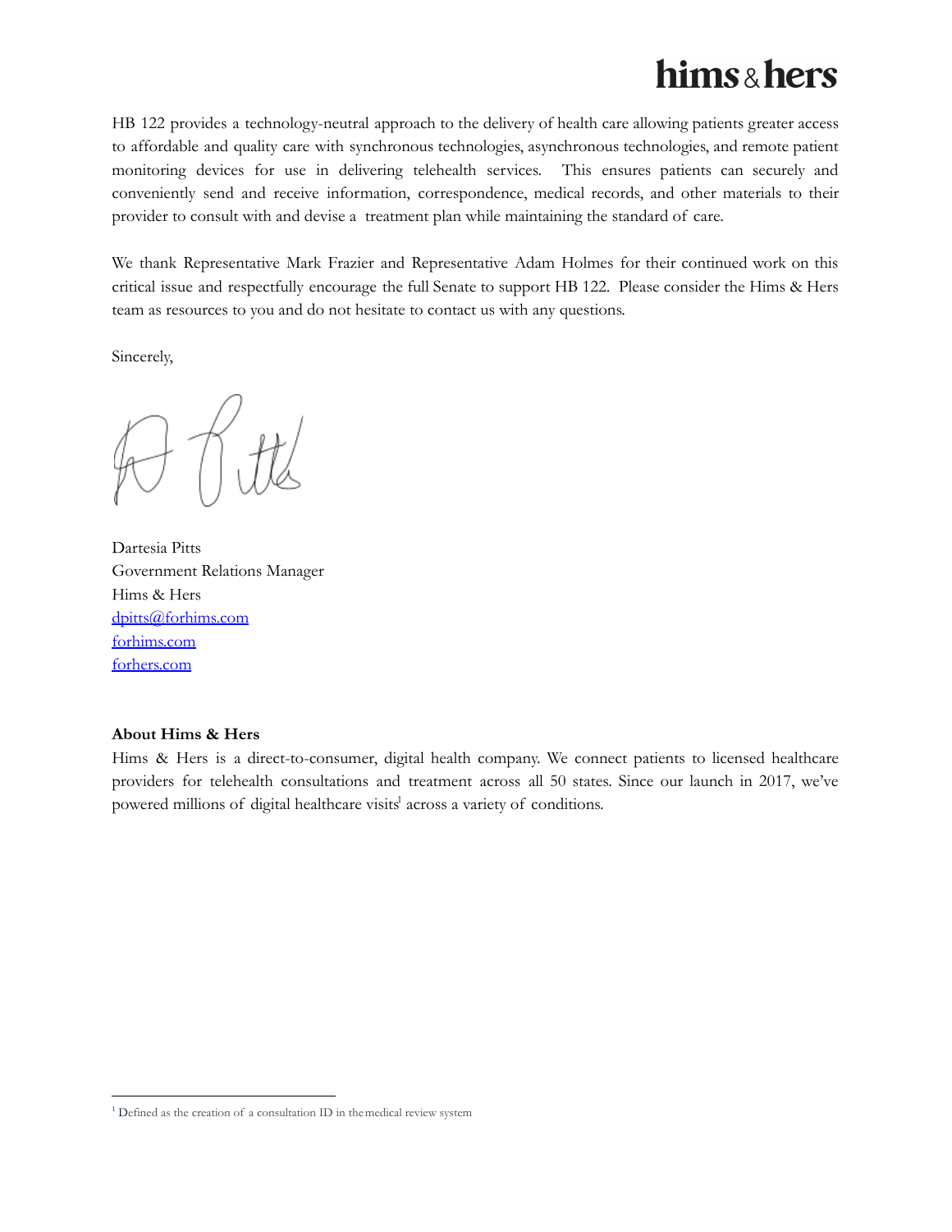HB 122 provides a technology-neutral approach to the delivery of health care allowing patients greater access to affordable and quality care with synchronous technologies, asynchronous technologies, and remote patient monitoring devices for use in delivering telehealth services. This ensures patients can securely and conveniently send and receive information, correspondence, medical records, and other materials to their provider to consult with and devise a treatment plan while maintaining the standard of care.

We thank Representative Mark Frazier and Representative Adam Holmes for their continued work on this critical issue and respectfully encourage the full Senate to support HB 122. Please consider the Hims & Hers team as resources to you and do not hesitate to contact us with any questions.

Sincerely,

Dartesia Pitts
Government Relations Manager
Hims & Hers
dpitts@forhims.com
forhims.com
forhers.com

**About Hims & Hers**

Hims & Hers is a direct-to-consumer, digital health company. We connect patients to licensed healthcare providers for telehealth consultations and treatment across all 50 states. Since our launch in 2017, we've powered millions of digital healthcare visits[1] across a variety of conditions.

---

[1] Defined as the creation of a consultation ID in the medical review system